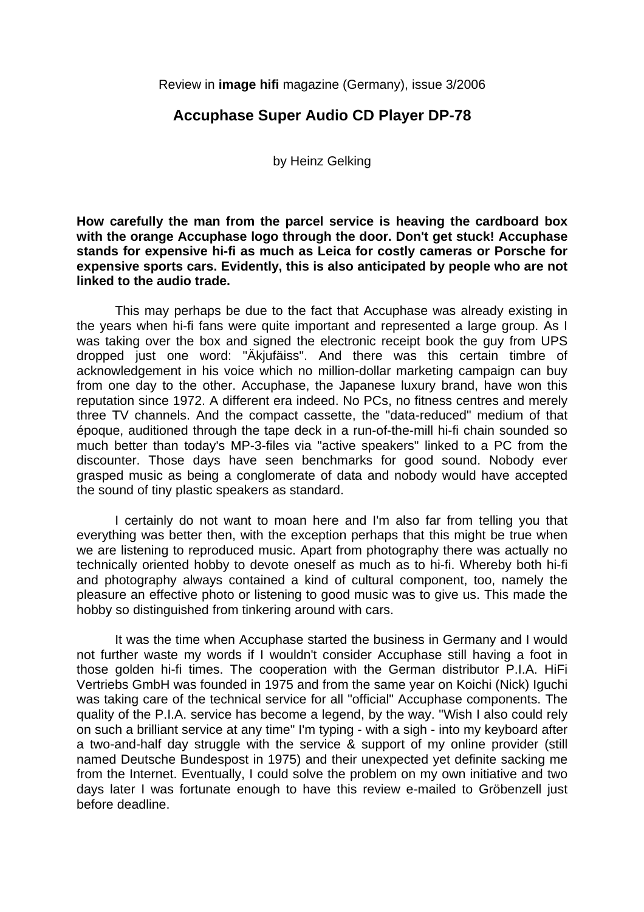Review in **image hifi** magazine (Germany), issue 3/2006

# Accuphase Super Audio CD Player DP-78

by Heinz Gelking

**How carefully the man from the parcel service is heaving the cardboard box with the orange Accuphase logo through the door. Don't get stuck! Accuphase stands for expensive hi-fi as much as Leica for costly cameras or Porsche for expensive sports cars. Evidently, this is also anticipated by people who are not linked to the audio trade.**

This may perhaps be due to the fact that Accuphase was already existing in the years when hi-fi fans were quite important and represented a large group. As I was taking over the box and signed the electronic receipt book the guy from UPS dropped just one word: "Äkjufäiss". And there was this certain timbre of acknowledgement in his voice which no million-dollar marketing campaign can buy from one day to the other. Accuphase, the Japanese luxury brand, have won this reputation since 1972. A different era indeed. No PCs, no fitness centres and merely three TV channels. And the compact cassette, the "data-reduced" medium of that époque, auditioned through the tape deck in a run-of-the-mill hi-fi chain sounded so much better than today's MP-3-files via "active speakers" linked to a PC from the discounter. Those days have seen benchmarks for good sound. Nobody ever grasped music as being a conglomerate of data and nobody would have accepted the sound of tiny plastic speakers as standard.

I certainly do not want to moan here and I'm also far from telling you that everything was better then, with the exception perhaps that this might be true when we are listening to reproduced music. Apart from photography there was actually no technically oriented hobby to devote oneself as much as to hi-fi. Whereby both hi-fi and photography always contained a kind of cultural component, too, namely the pleasure an effective photo or listening to good music was to give us. This made the hobby so distinguished from tinkering around with cars.

It was the time when Accuphase started the business in Germany and I would not further waste my words if I wouldn't consider Accuphase still having a foot in those golden hi-fi times. The cooperation with the German distributor P.I.A. HiFi Vertriebs GmbH was founded in 1975 and from the same year on Koichi (Nick) Iguchi was taking care of the technical service for all "official" Accuphase components. The quality of the P.I.A. service has become a legend, by the way. "Wish I also could rely on such a brilliant service at any time" I'm typing - with a sigh - into my keyboard after a two-and-half day struggle with the service & support of my online provider (still named Deutsche Bundespost in 1975) and their unexpected yet definite sacking me from the Internet. Eventually, I could solve the problem on my own initiative and two days later I was fortunate enough to have this review e-mailed to Gröbenzell just before deadline.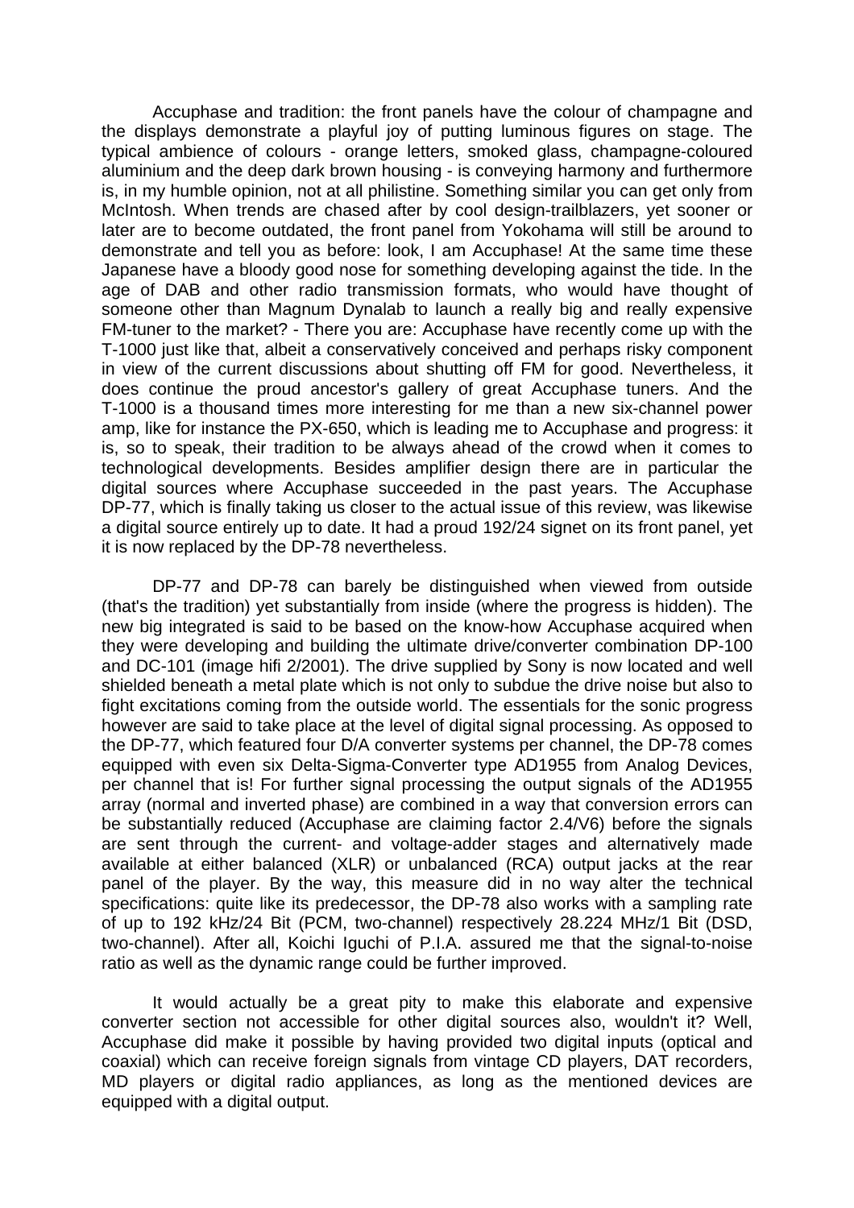Accuphase and tradition: the front panels have the colour of champagne and the displays demonstrate a playful joy of putting luminous figures on stage. The typical ambience of colours - orange letters, smoked glass, champagne-coloured aluminium and the deep dark brown housing - is conveying harmony and furthermore is, in my humble opinion, not at all philistine. Something similar you can get only from McIntosh. When trends are chased after by cool design-trailblazers, yet sooner or later are to become outdated, the front panel from Yokohama will still be around to demonstrate and tell you as before: look, I am Accuphase! At the same time these Japanese have a bloody good nose for something developing against the tide. In the age of DAB and other radio transmission formats, who would have thought of someone other than Magnum Dynalab to launch a really big and really expensive FM-tuner to the market? - There you are: Accuphase have recently come up with the T-1000 just like that, albeit a conservatively conceived and perhaps risky component in view of the current discussions about shutting off FM for good. Nevertheless, it does continue the proud ancestor's gallery of great Accuphase tuners. And the T-1000 is a thousand times more interesting for me than a new six-channel power amp, like for instance the PX-650, which is leading me to Accuphase and progress: it is, so to speak, their tradition to be always ahead of the crowd when it comes to technological developments. Besides amplifier design there are in particular the digital sources where Accuphase succeeded in the past years. The Accuphase DP-77, which is finally taking us closer to the actual issue of this review, was likewise a digital source entirely up to date. It had a proud 192/24 signet on its front panel, yet it is now replaced by the DP-78 nevertheless.

DP-77 and DP-78 can barely be distinguished when viewed from outside (that's the tradition) yet substantially from inside (where the progress is hidden). The new big integrated is said to be based on the know-how Accuphase acquired when they were developing and building the ultimate drive/converter combination DP-100 and DC-101 (image hifi 2/2001). The drive supplied by Sony is now located and well shielded beneath a metal plate which is not only to subdue the drive noise but also to fight excitations coming from the outside world. The essentials for the sonic progress however are said to take place at the level of digital signal processing. As opposed to the DP-77, which featured four D/A converter systems per channel, the DP-78 comes equipped with even six Delta-Sigma-Converter type AD1955 from Analog Devices, per channel that is! For further signal processing the output signals of the AD1955 array (normal and inverted phase) are combined in a way that conversion errors can be substantially reduced (Accuphase are claiming factor 2.4/V6) before the signals are sent through the current- and voltage-adder stages and alternatively made available at either balanced (XLR) or unbalanced (RCA) output jacks at the rear panel of the player. By the way, this measure did in no way alter the technical specifications: quite like its predecessor, the DP-78 also works with a sampling rate of up to 192 kHz/24 Bit (PCM, two-channel) respectively 28.224 MHz/1 Bit (DSD, two-channel). After all, Koichi Iguchi of P.I.A. assured me that the signal-to-noise ratio as well as the dynamic range could be further improved.

It would actually be a great pity to make this elaborate and expensive converter section not accessible for other digital sources also, wouldn't it? Well, Accuphase did make it possible by having provided two digital inputs (optical and coaxial) which can receive foreign signals from vintage CD players, DAT recorders, MD players or digital radio appliances, as long as the mentioned devices are equipped with a digital output.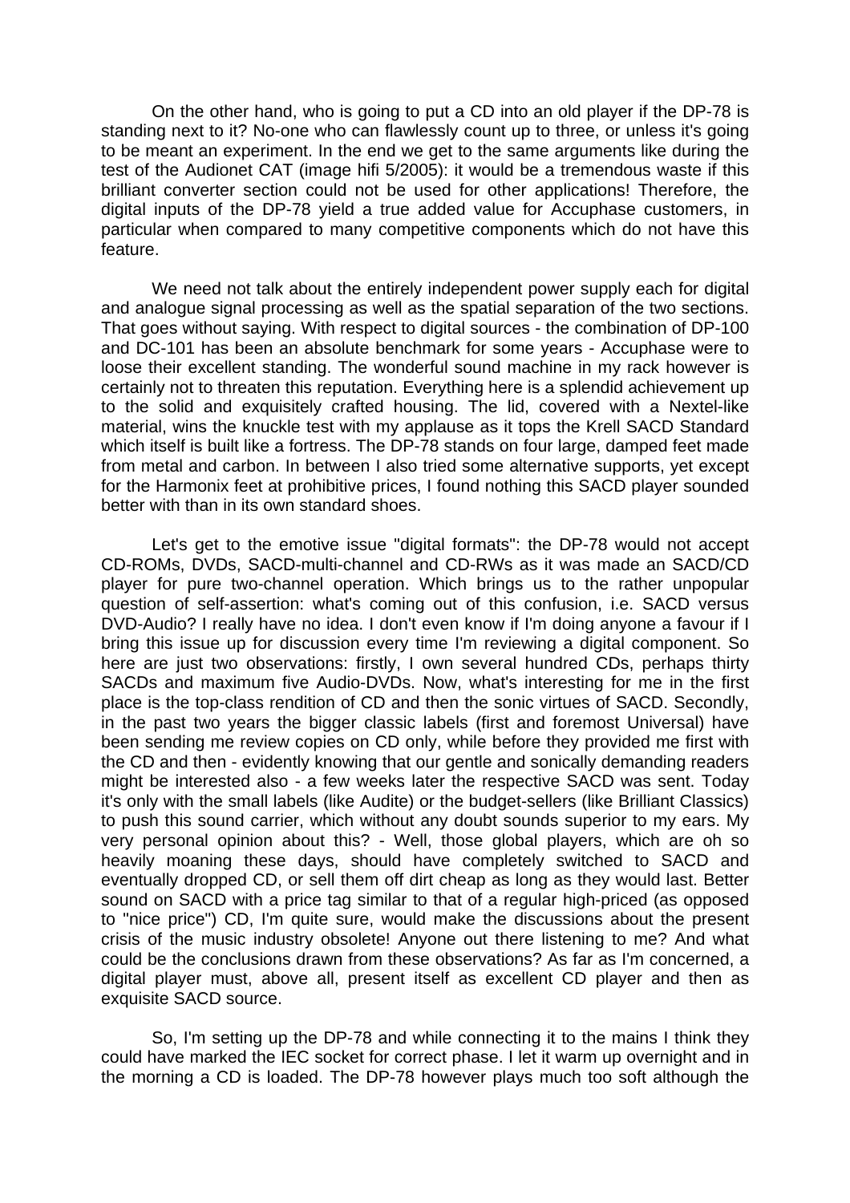On the other hand, who is going to put a CD into an old player if the DP-78 is standing next to it? No-one who can flawlessly count up to three, or unless it's going to be meant an experiment. In the end we get to the same arguments like during the test of the Audionet CAT (image hifi 5/2005): it would be a tremendous waste if this brilliant converter section could not be used for other applications! Therefore, the digital inputs of the DP-78 yield a true added value for Accuphase customers, in particular when compared to many competitive components which do not have this feature.

We need not talk about the entirely independent power supply each for digital and analogue signal processing as well as the spatial separation of the two sections. That goes without saying. With respect to digital sources - the combination of DP-100 and DC-101 has been an absolute benchmark for some years - Accuphase were to loose their excellent standing. The wonderful sound machine in my rack however is certainly not to threaten this reputation. Everything here is a splendid achievement up to the solid and exquisitely crafted housing. The lid, covered with a Nextel-like material, wins the knuckle test with my applause as it tops the Krell SACD Standard which itself is built like a fortress. The DP-78 stands on four large, damped feet made from metal and carbon. In between I also tried some alternative supports, yet except for the Harmonix feet at prohibitive prices, I found nothing this SACD player sounded better with than in its own standard shoes.

Let's get to the emotive issue "digital formats": the DP-78 would not accept CD-ROMs, DVDs, SACD-multi-channel and CD-RWs as it was made an SACD/CD player for pure two-channel operation. Which brings us to the rather unpopular question of self-assertion: what's coming out of this confusion, i.e. SACD versus DVD-Audio? I really have no idea. I don't even know if I'm doing anyone a favour if I bring this issue up for discussion every time I'm reviewing a digital component. So here are just two observations: firstly, I own several hundred CDs, perhaps thirty SACDs and maximum five Audio-DVDs. Now, what's interesting for me in the first place is the top-class rendition of CD and then the sonic virtues of SACD. Secondly, in the past two years the bigger classic labels (first and foremost Universal) have been sending me review copies on CD only, while before they provided me first with the CD and then - evidently knowing that our gentle and sonically demanding readers might be interested also - a few weeks later the respective SACD was sent. Today it's only with the small labels (like Audite) or the budget-sellers (like Brilliant Classics) to push this sound carrier, which without any doubt sounds superior to my ears. My very personal opinion about this? - Well, those global players, which are oh so heavily moaning these days, should have completely switched to SACD and eventually dropped CD, or sell them off dirt cheap as long as they would last. Better sound on SACD with a price tag similar to that of a regular high-priced (as opposed to "nice price") CD, I'm quite sure, would make the discussions about the present crisis of the music industry obsolete! Anyone out there listening to me? And what could be the conclusions drawn from these observations? As far as I'm concerned, a digital player must, above all, present itself as excellent CD player and then as exquisite SACD source.

So, I'm setting up the DP-78 and while connecting it to the mains I think they could have marked the IEC socket for correct phase. I let it warm up overnight and in the morning a CD is loaded. The DP-78 however plays much too soft although the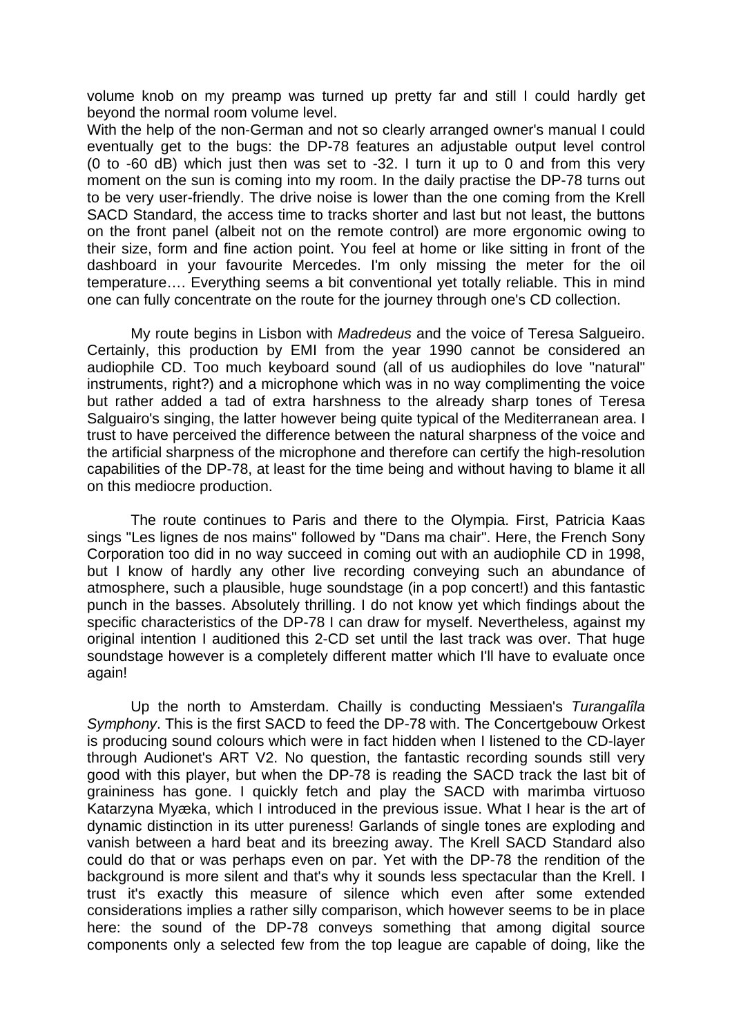volume knob on my preamp was turned up pretty far and still I could hardly get beyond the normal room volume level.
With the help of the non-German and not so clearly arranged owner's manual I could eventually get to the bugs: the DP-78 features an adjustable output level control (0 to -60 dB) which just then was set to -32. I turn it up to 0 and from this very moment on the sun is coming into my room. In the daily practise the DP-78 turns out to be very user-friendly. The drive noise is lower than the one coming from the Krell SACD Standard, the access time to tracks shorter and last but not least, the buttons on the front panel (albeit not on the remote control) are more ergonomic owing to their size, form and fine action point. You feel at home or like sitting in front of the dashboard in your favourite Mercedes. I'm only missing the meter for the oil temperature…. Everything seems a bit conventional yet totally reliable. This in mind one can fully concentrate on the route for the journey through one's CD collection.

My route begins in Lisbon with *Madredeus* and the voice of Teresa Salgueiro. Certainly, this production by EMI from the year 1990 cannot be considered an audiophile CD. Too much keyboard sound (all of us audiophiles do love "natural" instruments, right?) and a microphone which was in no way complimenting the voice but rather added a tad of extra harshness to the already sharp tones of Teresa Salguairo's singing, the latter however being quite typical of the Mediterranean area. I trust to have perceived the difference between the natural sharpness of the voice and the artificial sharpness of the microphone and therefore can certify the high-resolution capabilities of the DP-78, at least for the time being and without having to blame it all on this mediocre production.

The route continues to Paris and there to the Olympia. First, Patricia Kaas sings "Les lignes de nos mains" followed by "Dans ma chair". Here, the French Sony Corporation too did in no way succeed in coming out with an audiophile CD in 1998, but I know of hardly any other live recording conveying such an abundance of atmosphere, such a plausible, huge soundstage (in a pop concert!) and this fantastic punch in the basses. Absolutely thrilling. I do not know yet which findings about the specific characteristics of the DP-78 I can draw for myself. Nevertheless, against my original intention I auditioned this 2-CD set until the last track was over. That huge soundstage however is a completely different matter which I'll have to evaluate once again!

Up the north to Amsterdam. Chailly is conducting Messiaen's *Turangalîla Symphony*. This is the first SACD to feed the DP-78 with. The Concertgebouw Orkest is producing sound colours which were in fact hidden when I listened to the CD-layer through Audionet's ART V2. No question, the fantastic recording sounds still very good with this player, but when the DP-78 is reading the SACD track the last bit of graininess has gone. I quickly fetch and play the SACD with marimba virtuoso Katarzyna Myæka, which I introduced in the previous issue. What I hear is the art of dynamic distinction in its utter pureness! Garlands of single tones are exploding and vanish between a hard beat and its breezing away. The Krell SACD Standard also could do that or was perhaps even on par. Yet with the DP-78 the rendition of the background is more silent and that's why it sounds less spectacular than the Krell. I trust it's exactly this measure of silence which even after some extended considerations implies a rather silly comparison, which however seems to be in place here: the sound of the DP-78 conveys something that among digital source components only a selected few from the top league are capable of doing, like the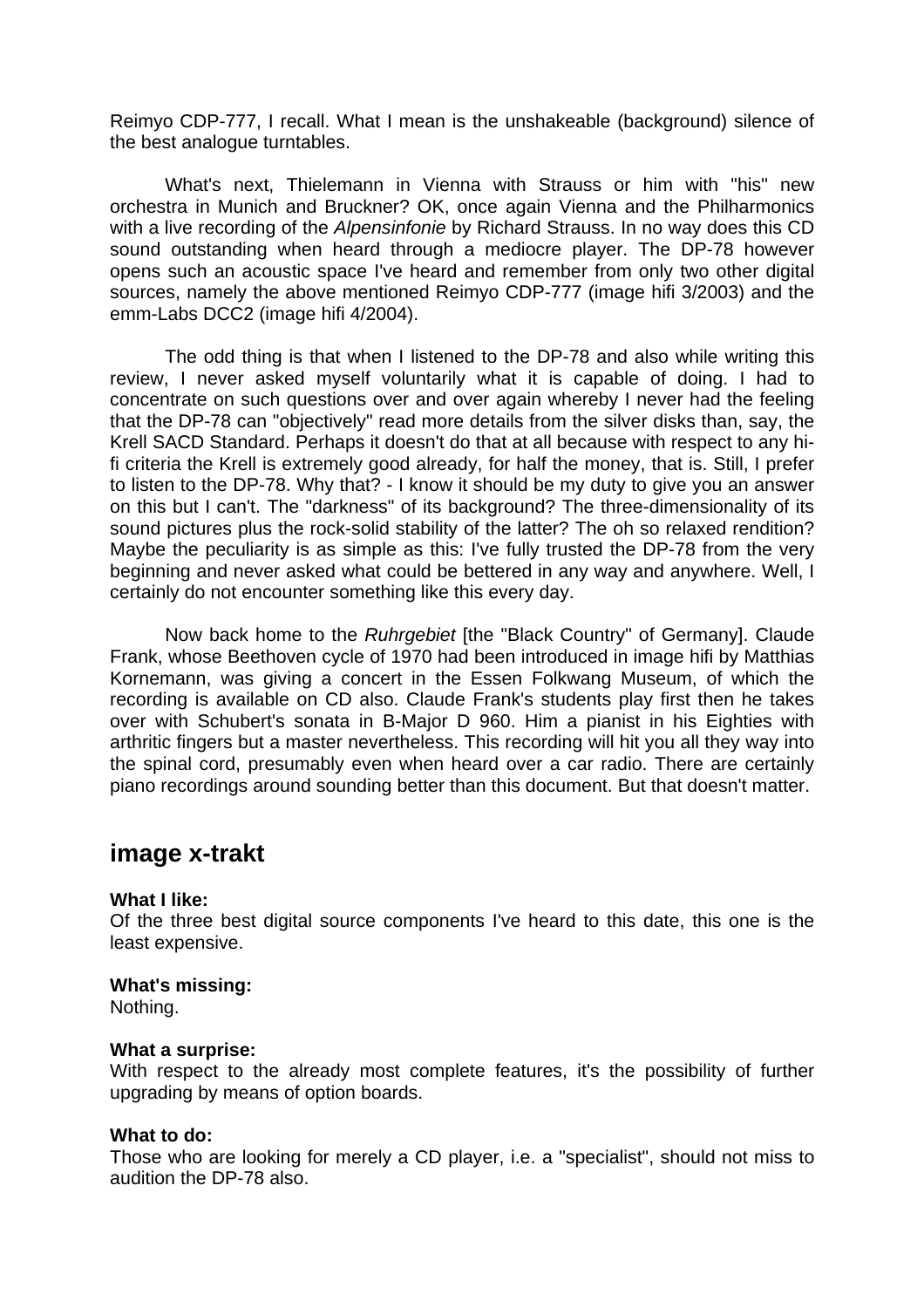Reimyo CDP-777, I recall. What I mean is the unshakeable (background) silence of the best analogue turntables.

What's next, Thielemann in Vienna with Strauss or him with "his" new orchestra in Munich and Bruckner? OK, once again Vienna and the Philharmonics with a live recording of the *Alpensinfonie* by Richard Strauss. In no way does this CD sound outstanding when heard through a mediocre player. The DP-78 however opens such an acoustic space I've heard and remember from only two other digital sources, namely the above mentioned Reimyo CDP-777 (image hifi 3/2003) and the emm-Labs DCC2 (image hifi 4/2004).

The odd thing is that when I listened to the DP-78 and also while writing this review, I never asked myself voluntarily what it is capable of doing. I had to concentrate on such questions over and over again whereby I never had the feeling that the DP-78 can "objectively" read more details from the silver disks than, say, the Krell SACD Standard. Perhaps it doesn't do that at all because with respect to any hi-fi criteria the Krell is extremely good already, for half the money, that is. Still, I prefer to listen to the DP-78. Why that? - I know it should be my duty to give you an answer on this but I can't. The "darkness" of its background? The three-dimensionality of its sound pictures plus the rock-solid stability of the latter? The oh so relaxed rendition? Maybe the peculiarity is as simple as this: I've fully trusted the DP-78 from the very beginning and never asked what could be bettered in any way and anywhere. Well, I certainly do not encounter something like this every day.

Now back home to the *Ruhrgebiet* [the "Black Country" of Germany]. Claude Frank, whose Beethoven cycle of 1970 had been introduced in image hifi by Matthias Kornemann, was giving a concert in the Essen Folkwang Museum, of which the recording is available on CD also. Claude Frank's students play first then he takes over with Schubert's sonata in B-Major D 960. Him a pianist in his Eighties with arthritic fingers but a master nevertheless. This recording will hit you all they way into the spinal cord, presumably even when heard over a car radio. There are certainly piano recordings around sounding better than this document. But that doesn't matter.

## image x-trakt

**What I like:**
Of the three best digital source components I've heard to this date, this one is the least expensive.

**What's missing:**
Nothing.

**What a surprise:**
With respect to the already most complete features, it's the possibility of further upgrading by means of option boards.

**What to do:**
Those who are looking for merely a CD player, i.e. a "specialist", should not miss to audition the DP-78 also.